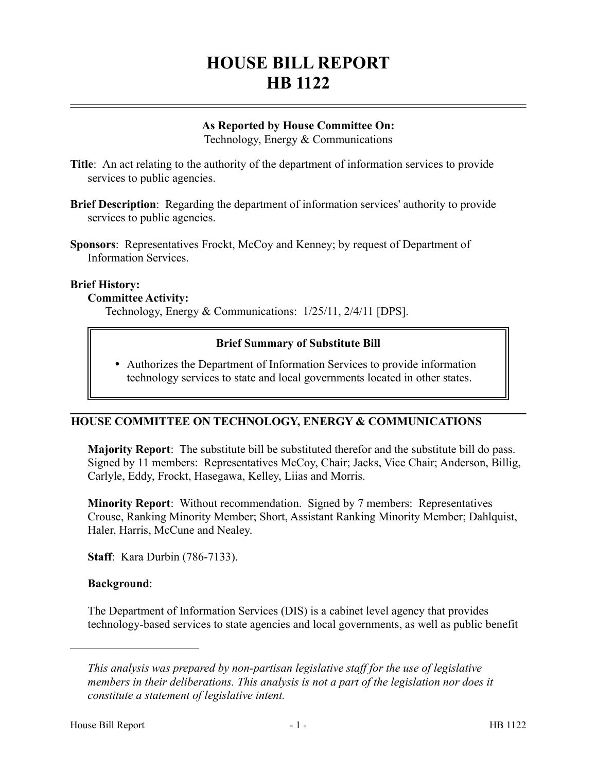# HOUSE BILL REPORT
# HB 1122

**As Reported by House Committee On:**
Technology, Energy & Communications

**Title**: An act relating to the authority of the department of information services to provide services to public agencies.

**Brief Description**: Regarding the department of information services' authority to provide services to public agencies.

**Sponsors**: Representatives Frockt, McCoy and Kenney; by request of Department of Information Services.

**Brief History:**

**Committee Activity:**

Technology, Energy & Communications: 1/25/11, 2/4/11 [DPS].

**Brief Summary of Substitute Bill**

- Authorizes the Department of Information Services to provide information technology services to state and local governments located in other states.

## HOUSE COMMITTEE ON TECHNOLOGY, ENERGY & COMMUNICATIONS

**Majority Report**: The substitute bill be substituted therefor and the substitute bill do pass. Signed by 11 members: Representatives McCoy, Chair; Jacks, Vice Chair; Anderson, Billig, Carlyle, Eddy, Frockt, Hasegawa, Kelley, Liias and Morris.

**Minority Report**: Without recommendation. Signed by 7 members: Representatives Crouse, Ranking Minority Member; Short, Assistant Ranking Minority Member; Dahlquist, Haler, Harris, McCune and Nealey.

**Staff**: Kara Durbin (786-7133).

**Background**:

The Department of Information Services (DIS) is a cabinet level agency that provides technology-based services to state agencies and local governments, as well as public benefit

---

*This analysis was prepared by non-partisan legislative staff for the use of legislative members in their deliberations. This analysis is not a part of the legislation nor does it constitute a statement of legislative intent.*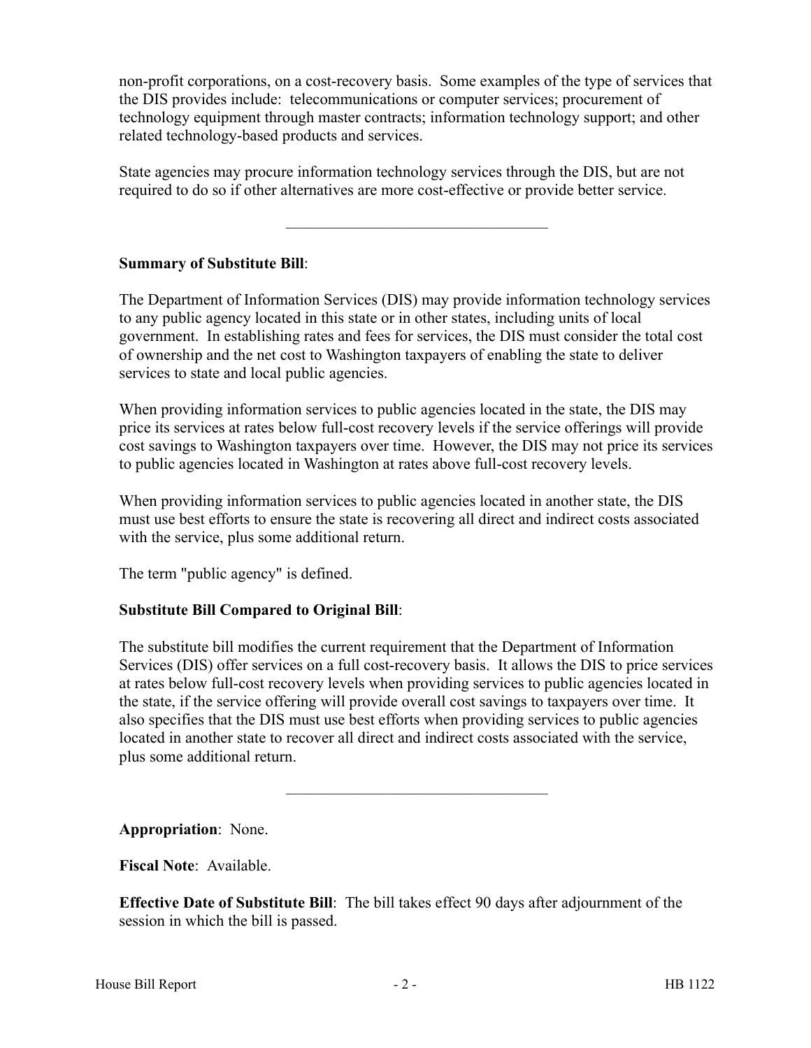non-profit corporations, on a cost-recovery basis. Some examples of the type of services that the DIS provides include: telecommunications or computer services; procurement of technology equipment through master contracts; information technology support; and other related technology-based products and services.

State agencies may procure information technology services through the DIS, but are not required to do so if other alternatives are more cost-effective or provide better service.

---

**Summary of Substitute Bill**:

The Department of Information Services (DIS) may provide information technology services to any public agency located in this state or in other states, including units of local government. In establishing rates and fees for services, the DIS must consider the total cost of ownership and the net cost to Washington taxpayers of enabling the state to deliver services to state and local public agencies.

When providing information services to public agencies located in the state, the DIS may price its services at rates below full-cost recovery levels if the service offerings will provide cost savings to Washington taxpayers over time. However, the DIS may not price its services to public agencies located in Washington at rates above full-cost recovery levels.

When providing information services to public agencies located in another state, the DIS must use best efforts to ensure the state is recovering all direct and indirect costs associated with the service, plus some additional return.

The term "public agency" is defined.

**Substitute Bill Compared to Original Bill**:

The substitute bill modifies the current requirement that the Department of Information Services (DIS) offer services on a full cost-recovery basis. It allows the DIS to price services at rates below full-cost recovery levels when providing services to public agencies located in the state, if the service offering will provide overall cost savings to taxpayers over time. It also specifies that the DIS must use best efforts when providing services to public agencies located in another state to recover all direct and indirect costs associated with the service, plus some additional return.

---

**Appropriation**: None.

**Fiscal Note**: Available.

**Effective Date of Substitute Bill**: The bill takes effect 90 days after adjournment of the session in which the bill is passed.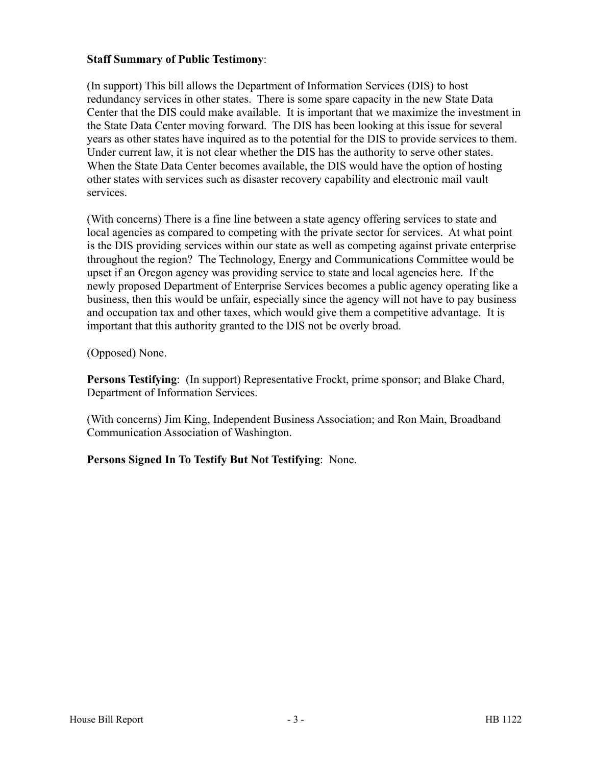**Staff Summary of Public Testimony**:

(In support) This bill allows the Department of Information Services (DIS) to host redundancy services in other states. There is some spare capacity in the new State Data Center that the DIS could make available. It is important that we maximize the investment in the State Data Center moving forward. The DIS has been looking at this issue for several years as other states have inquired as to the potential for the DIS to provide services to them. Under current law, it is not clear whether the DIS has the authority to serve other states. When the State Data Center becomes available, the DIS would have the option of hosting other states with services such as disaster recovery capability and electronic mail vault services.

(With concerns) There is a fine line between a state agency offering services to state and local agencies as compared to competing with the private sector for services. At what point is the DIS providing services within our state as well as competing against private enterprise throughout the region? The Technology, Energy and Communications Committee would be upset if an Oregon agency was providing service to state and local agencies here. If the newly proposed Department of Enterprise Services becomes a public agency operating like a business, then this would be unfair, especially since the agency will not have to pay business and occupation tax and other taxes, which would give them a competitive advantage. It is important that this authority granted to the DIS not be overly broad.

(Opposed) None.

**Persons Testifying**: (In support) Representative Frockt, prime sponsor; and Blake Chard, Department of Information Services.

(With concerns) Jim King, Independent Business Association; and Ron Main, Broadband Communication Association of Washington.

**Persons Signed In To Testify But Not Testifying**: None.